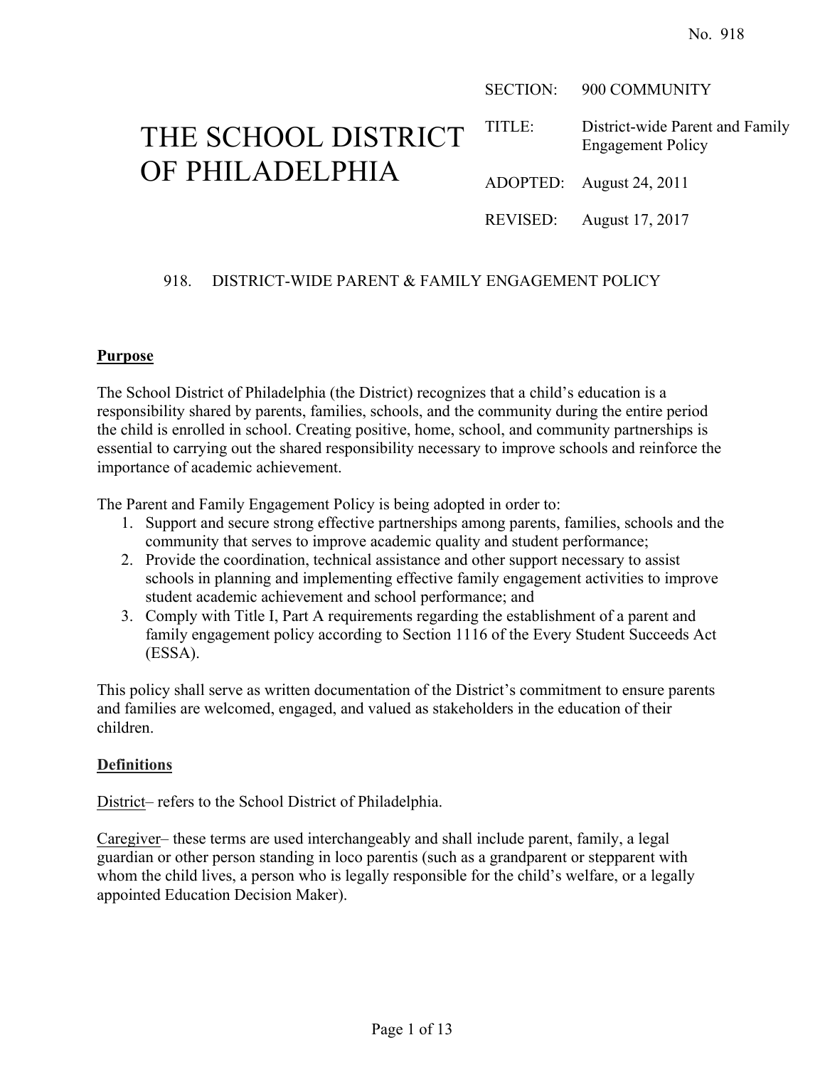No. 918

# THE SCHOOL DISTRICT OF PHILADELPHIA

| | |
|---|---|
| SECTION: | 900 COMMUNITY |
| TITLE: | District-wide Parent and Family Engagement Policy |
| ADOPTED: | August 24, 2011 |
| REVISED: | August 17, 2017 |

## 918. DISTRICT-WIDE PARENT & FAMILY ENGAGEMENT POLICY

### Purpose

The School District of Philadelphia (the District) recognizes that a child's education is a responsibility shared by parents, families, schools, and the community during the entire period the child is enrolled in school. Creating positive, home, school, and community partnerships is essential to carrying out the shared responsibility necessary to improve schools and reinforce the importance of academic achievement.

The Parent and Family Engagement Policy is being adopted in order to:

1. Support and secure strong effective partnerships among parents, families, schools and the community that serves to improve academic quality and student performance;
2. Provide the coordination, technical assistance and other support necessary to assist schools in planning and implementing effective family engagement activities to improve student academic achievement and school performance; and
3. Comply with Title I, Part A requirements regarding the establishment of a parent and family engagement policy according to Section 1116 of the Every Student Succeeds Act (ESSA).

This policy shall serve as written documentation of the District's commitment to ensure parents and families are welcomed, engaged, and valued as stakeholders in the education of their children.

### Definitions

District– refers to the School District of Philadelphia.

Caregiver– these terms are used interchangeably and shall include parent, family, a legal guardian or other person standing in loco parentis (such as a grandparent or stepparent with whom the child lives, a person who is legally responsible for the child's welfare, or a legally appointed Education Decision Maker).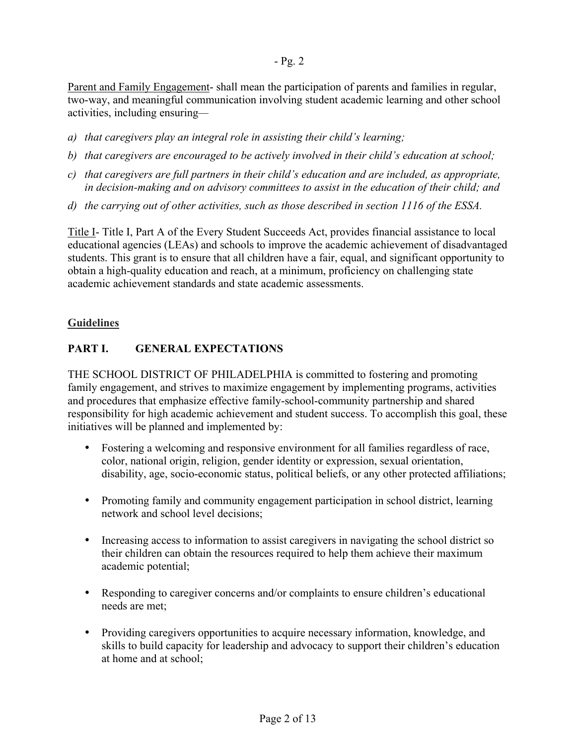Parent and Family Engagement- shall mean the participation of parents and families in regular, two-way, and meaningful communication involving student academic learning and other school activities, including ensuring—

a) *that caregivers play an integral role in assisting their child's learning;*

b) *that caregivers are encouraged to be actively involved in their child's education at school;*

c) *that caregivers are full partners in their child's education and are included, as appropriate, in decision-making and on advisory committees to assist in the education of their child; and*

d) *the carrying out of other activities, such as those described in section 1116 of the ESSA.*

Title I- Title I, Part A of the Every Student Succeeds Act, provides financial assistance to local educational agencies (LEAs) and schools to improve the academic achievement of disadvantaged students. This grant is to ensure that all children have a fair, equal, and significant opportunity to obtain a high-quality education and reach, at a minimum, proficiency on challenging state academic achievement standards and state academic assessments.

## Guidelines

### PART I. GENERAL EXPECTATIONS

THE SCHOOL DISTRICT OF PHILADELPHIA is committed to fostering and promoting family engagement, and strives to maximize engagement by implementing programs, activities and procedures that emphasize effective family-school-community partnership and shared responsibility for high academic achievement and student success. To accomplish this goal, these initiatives will be planned and implemented by:

- Fostering a welcoming and responsive environment for all families regardless of race, color, national origin, religion, gender identity or expression, sexual orientation, disability, age, socio-economic status, political beliefs, or any other protected affiliations;
- Promoting family and community engagement participation in school district, learning network and school level decisions;
- Increasing access to information to assist caregivers in navigating the school district so their children can obtain the resources required to help them achieve their maximum academic potential;
- Responding to caregiver concerns and/or complaints to ensure children's educational needs are met;
- Providing caregivers opportunities to acquire necessary information, knowledge, and skills to build capacity for leadership and advocacy to support their children's education at home and at school;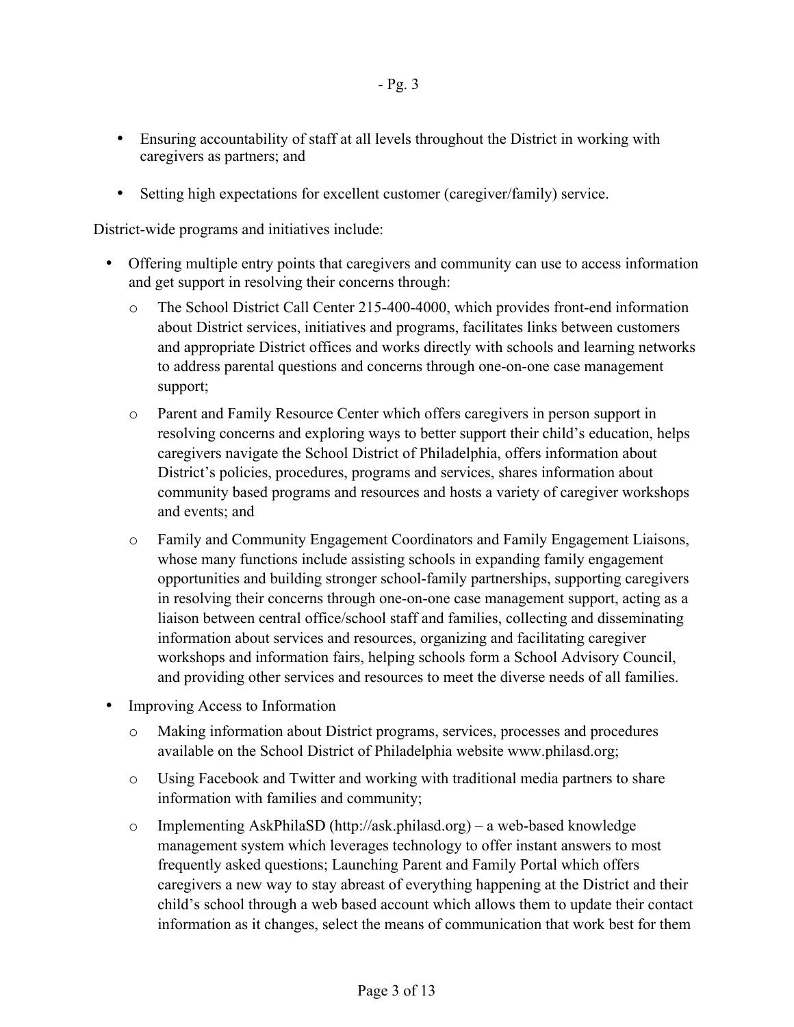- Ensuring accountability of staff at all levels throughout the District in working with caregivers as partners; and

- Setting high expectations for excellent customer (caregiver/family) service.

District-wide programs and initiatives include:

- Offering multiple entry points that caregivers and community can use to access information and get support in resolving their concerns through:
    - The School District Call Center 215-400-4000, which provides front-end information about District services, initiatives and programs, facilitates links between customers and appropriate District offices and works directly with schools and learning networks to address parental questions and concerns through one-on-one case management support;
    - Parent and Family Resource Center which offers caregivers in person support in resolving concerns and exploring ways to better support their child's education, helps caregivers navigate the School District of Philadelphia, offers information about District's policies, procedures, programs and services, shares information about community based programs and resources and hosts a variety of caregiver workshops and events; and
    - Family and Community Engagement Coordinators and Family Engagement Liaisons, whose many functions include assisting schools in expanding family engagement opportunities and building stronger school-family partnerships, supporting caregivers in resolving their concerns through one-on-one case management support, acting as a liaison between central office/school staff and families, collecting and disseminating information about services and resources, organizing and facilitating caregiver workshops and information fairs, helping schools form a School Advisory Council, and providing other services and resources to meet the diverse needs of all families.
- Improving Access to Information
    - Making information about District programs, services, processes and procedures available on the School District of Philadelphia website www.philasd.org;
    - Using Facebook and Twitter and working with traditional media partners to share information with families and community;
    - Implementing AskPhilaSD (http://ask.philasd.org) – a web-based knowledge management system which leverages technology to offer instant answers to most frequently asked questions; Launching Parent and Family Portal which offers caregivers a new way to stay abreast of everything happening at the District and their child's school through a web based account which allows them to update their contact information as it changes, select the means of communication that work best for them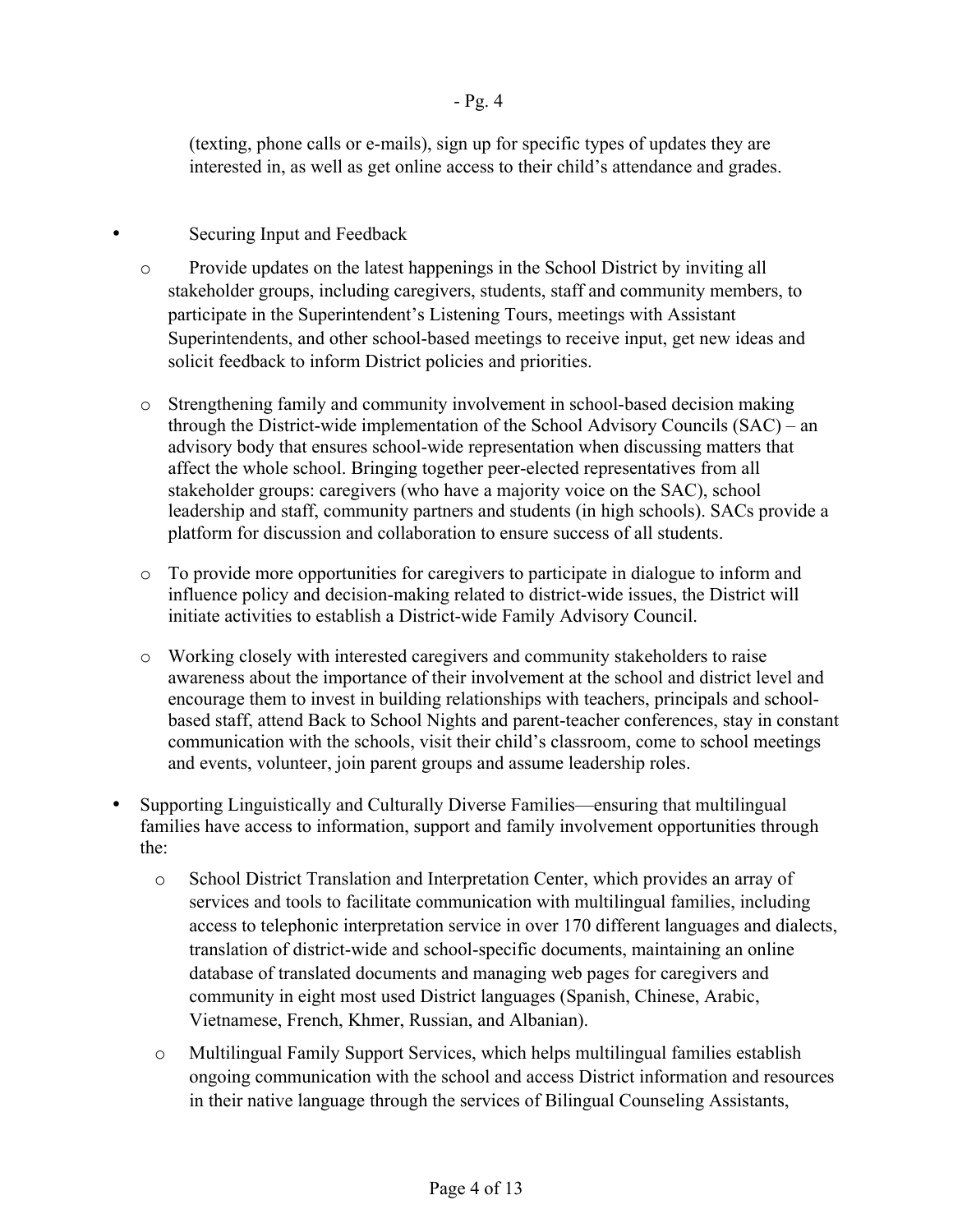(texting, phone calls or e-mails), sign up for specific types of updates they are interested in, as well as get online access to their child's attendance and grades.

- Securing Input and Feedback
  - Provide updates on the latest happenings in the School District by inviting all stakeholder groups, including caregivers, students, staff and community members, to participate in the Superintendent's Listening Tours, meetings with Assistant Superintendents, and other school-based meetings to receive input, get new ideas and solicit feedback to inform District policies and priorities.
  - Strengthening family and community involvement in school-based decision making through the District-wide implementation of the School Advisory Councils (SAC) – an advisory body that ensures school-wide representation when discussing matters that affect the whole school. Bringing together peer-elected representatives from all stakeholder groups: caregivers (who have a majority voice on the SAC), school leadership and staff, community partners and students (in high schools). SACs provide a platform for discussion and collaboration to ensure success of all students.
  - To provide more opportunities for caregivers to participate in dialogue to inform and influence policy and decision-making related to district-wide issues, the District will initiate activities to establish a District-wide Family Advisory Council.
  - Working closely with interested caregivers and community stakeholders to raise awareness about the importance of their involvement at the school and district level and encourage them to invest in building relationships with teachers, principals and school-based staff, attend Back to School Nights and parent-teacher conferences, stay in constant communication with the schools, visit their child's classroom, come to school meetings and events, volunteer, join parent groups and assume leadership roles.
- Supporting Linguistically and Culturally Diverse Families—ensuring that multilingual families have access to information, support and family involvement opportunities through the:
  - School District Translation and Interpretation Center, which provides an array of services and tools to facilitate communication with multilingual families, including access to telephonic interpretation service in over 170 different languages and dialects, translation of district-wide and school-specific documents, maintaining an online database of translated documents and managing web pages for caregivers and community in eight most used District languages (Spanish, Chinese, Arabic, Vietnamese, French, Khmer, Russian, and Albanian).
  - Multilingual Family Support Services, which helps multilingual families establish ongoing communication with the school and access District information and resources in their native language through the services of Bilingual Counseling Assistants,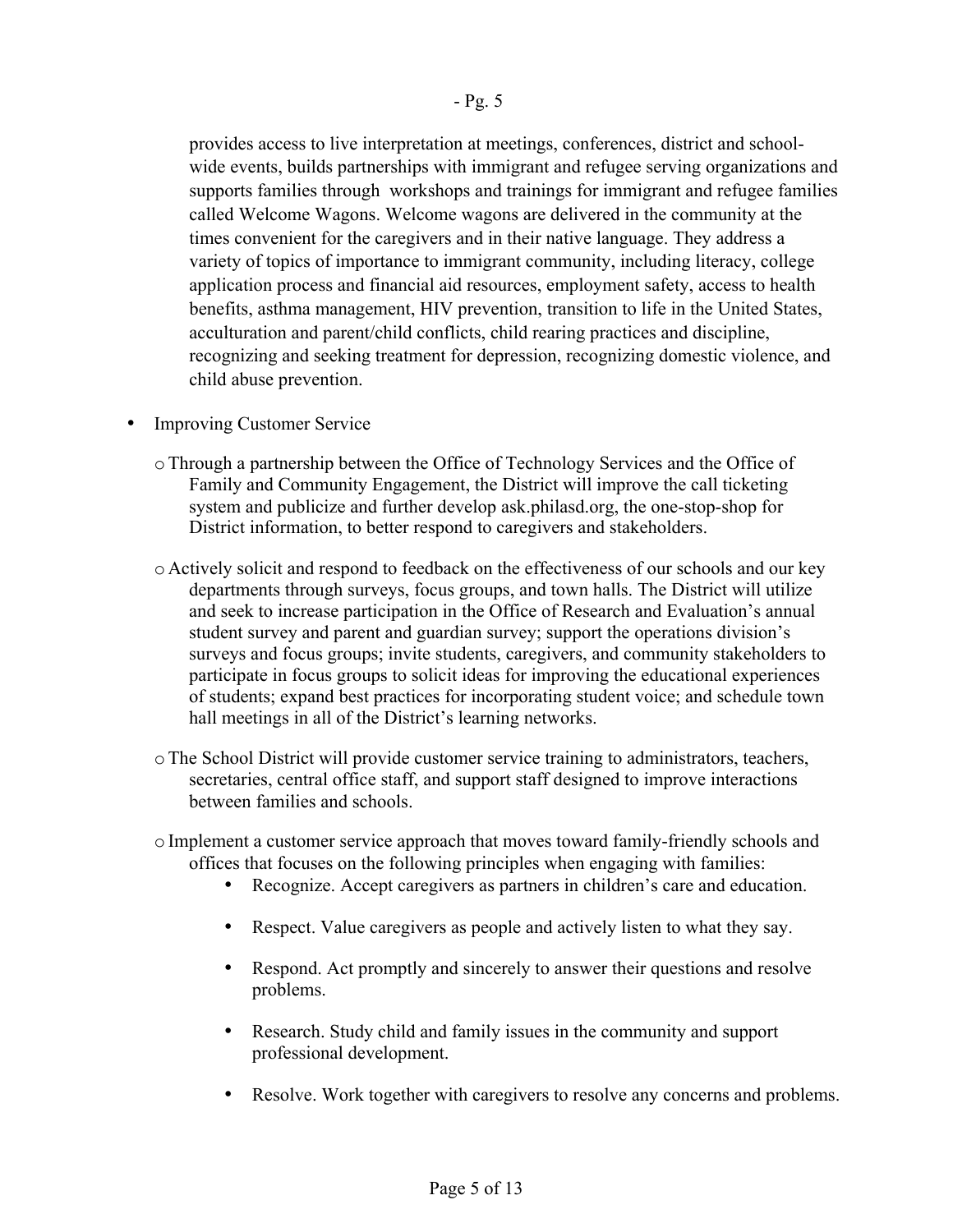provides access to live interpretation at meetings, conferences, district and school-wide events, builds partnerships with immigrant and refugee serving organizations and supports families through workshops and trainings for immigrant and refugee families called Welcome Wagons. Welcome wagons are delivered in the community at the times convenient for the caregivers and in their native language. They address a variety of topics of importance to immigrant community, including literacy, college application process and financial aid resources, employment safety, access to health benefits, asthma management, HIV prevention, transition to life in the United States, acculturation and parent/child conflicts, child rearing practices and discipline, recognizing and seeking treatment for depression, recognizing domestic violence, and child abuse prevention.

- Improving Customer Service
  - Through a partnership between the Office of Technology Services and the Office of Family and Community Engagement, the District will improve the call ticketing system and publicize and further develop ask.philasd.org, the one-stop-shop for District information, to better respond to caregivers and stakeholders.
  - Actively solicit and respond to feedback on the effectiveness of our schools and our key departments through surveys, focus groups, and town halls. The District will utilize and seek to increase participation in the Office of Research and Evaluation's annual student survey and parent and guardian survey; support the operations division's surveys and focus groups; invite students, caregivers, and community stakeholders to participate in focus groups to solicit ideas for improving the educational experiences of students; expand best practices for incorporating student voice; and schedule town hall meetings in all of the District's learning networks.
  - The School District will provide customer service training to administrators, teachers, secretaries, central office staff, and support staff designed to improve interactions between families and schools.
  - Implement a customer service approach that moves toward family-friendly schools and offices that focuses on the following principles when engaging with families:
    - Recognize. Accept caregivers as partners in children's care and education.
    - Respect. Value caregivers as people and actively listen to what they say.
    - Respond. Act promptly and sincerely to answer their questions and resolve problems.
    - Research. Study child and family issues in the community and support professional development.
    - Resolve. Work together with caregivers to resolve any concerns and problems.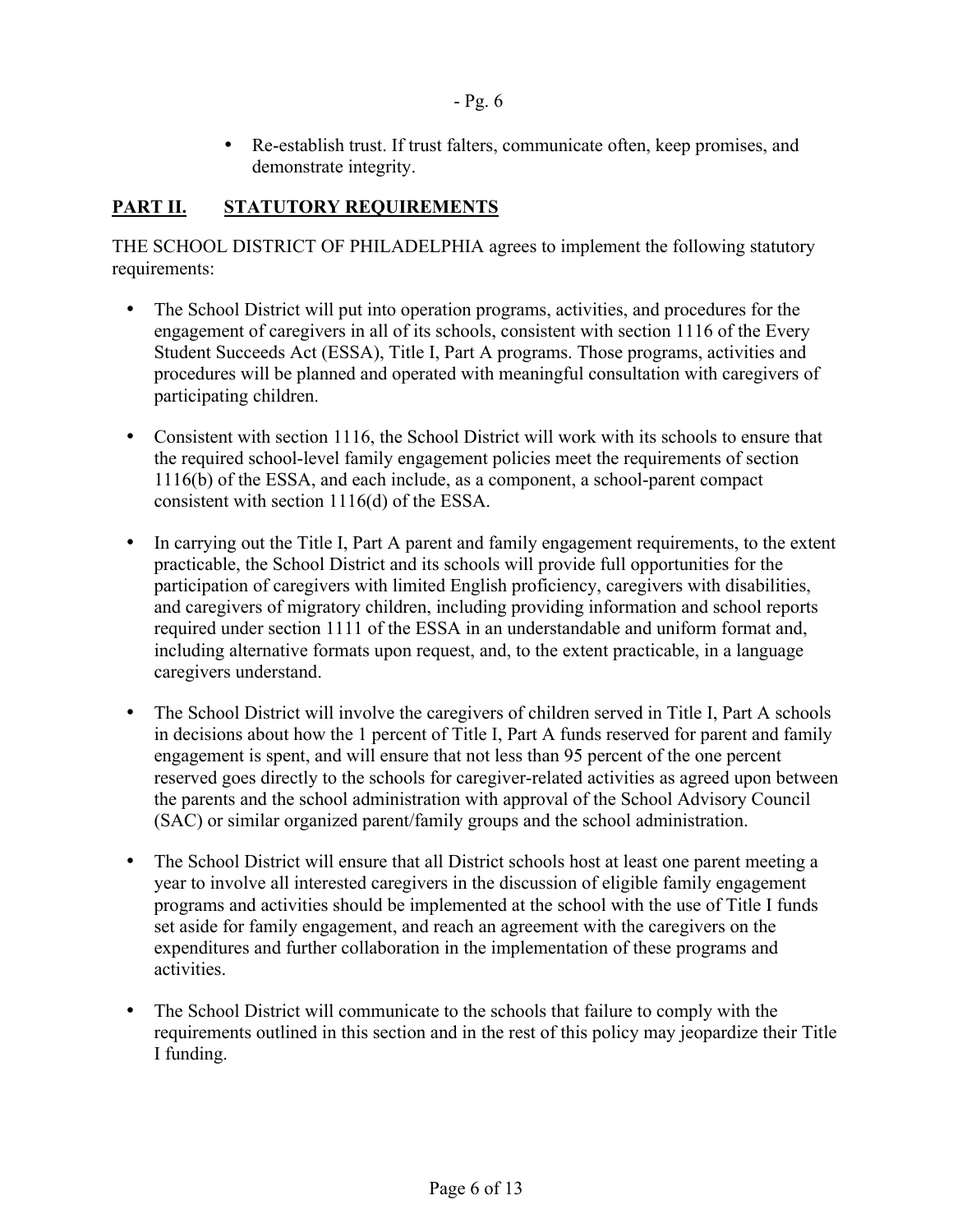- Re-establish trust. If trust falters, communicate often, keep promises, and demonstrate integrity.

## PART II. STATUTORY REQUIREMENTS

THE SCHOOL DISTRICT OF PHILADELPHIA agrees to implement the following statutory requirements:

- The School District will put into operation programs, activities, and procedures for the engagement of caregivers in all of its schools, consistent with section 1116 of the Every Student Succeeds Act (ESSA), Title I, Part A programs. Those programs, activities and procedures will be planned and operated with meaningful consultation with caregivers of participating children.

- Consistent with section 1116, the School District will work with its schools to ensure that the required school-level family engagement policies meet the requirements of section 1116(b) of the ESSA, and each include, as a component, a school-parent compact consistent with section 1116(d) of the ESSA.

- In carrying out the Title I, Part A parent and family engagement requirements, to the extent practicable, the School District and its schools will provide full opportunities for the participation of caregivers with limited English proficiency, caregivers with disabilities, and caregivers of migratory children, including providing information and school reports required under section 1111 of the ESSA in an understandable and uniform format and, including alternative formats upon request, and, to the extent practicable, in a language caregivers understand.

- The School District will involve the caregivers of children served in Title I, Part A schools in decisions about how the 1 percent of Title I, Part A funds reserved for parent and family engagement is spent, and will ensure that not less than 95 percent of the one percent reserved goes directly to the schools for caregiver-related activities as agreed upon between the parents and the school administration with approval of the School Advisory Council (SAC) or similar organized parent/family groups and the school administration.

- The School District will ensure that all District schools host at least one parent meeting a year to involve all interested caregivers in the discussion of eligible family engagement programs and activities should be implemented at the school with the use of Title I funds set aside for family engagement, and reach an agreement with the caregivers on the expenditures and further collaboration in the implementation of these programs and activities.

- The School District will communicate to the schools that failure to comply with the requirements outlined in this section and in the rest of this policy may jeopardize their Title I funding.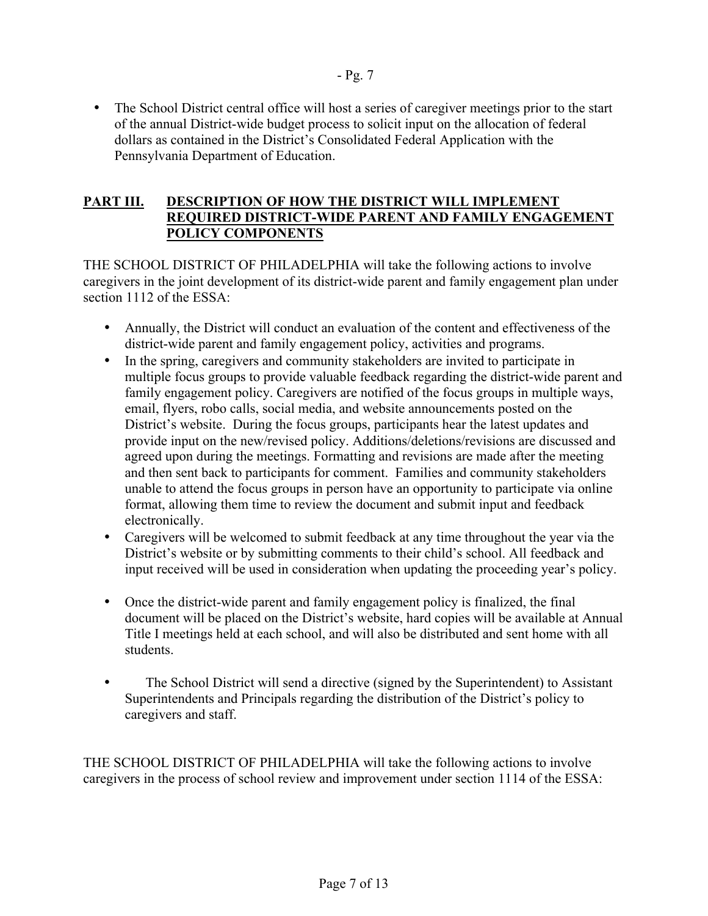- The School District central office will host a series of caregiver meetings prior to the start of the annual District-wide budget process to solicit input on the allocation of federal dollars as contained in the District's Consolidated Federal Application with the Pennsylvania Department of Education.

## PART III. DESCRIPTION OF HOW THE DISTRICT WILL IMPLEMENT REQUIRED DISTRICT-WIDE PARENT AND FAMILY ENGAGEMENT POLICY COMPONENTS

THE SCHOOL DISTRICT OF PHILADELPHIA will take the following actions to involve caregivers in the joint development of its district-wide parent and family engagement plan under section 1112 of the ESSA:

- Annually, the District will conduct an evaluation of the content and effectiveness of the district-wide parent and family engagement policy, activities and programs.
- In the spring, caregivers and community stakeholders are invited to participate in multiple focus groups to provide valuable feedback regarding the district-wide parent and family engagement policy. Caregivers are notified of the focus groups in multiple ways, email, flyers, robo calls, social media, and website announcements posted on the District's website. During the focus groups, participants hear the latest updates and provide input on the new/revised policy. Additions/deletions/revisions are discussed and agreed upon during the meetings. Formatting and revisions are made after the meeting and then sent back to participants for comment. Families and community stakeholders unable to attend the focus groups in person have an opportunity to participate via online format, allowing them time to review the document and submit input and feedback electronically.
- Caregivers will be welcomed to submit feedback at any time throughout the year via the District's website or by submitting comments to their child's school. All feedback and input received will be used in consideration when updating the proceeding year's policy.
- Once the district-wide parent and family engagement policy is finalized, the final document will be placed on the District's website, hard copies will be available at Annual Title I meetings held at each school, and will also be distributed and sent home with all students.
- The School District will send a directive (signed by the Superintendent) to Assistant Superintendents and Principals regarding the distribution of the District's policy to caregivers and staff.

THE SCHOOL DISTRICT OF PHILADELPHIA will take the following actions to involve caregivers in the process of school review and improvement under section 1114 of the ESSA: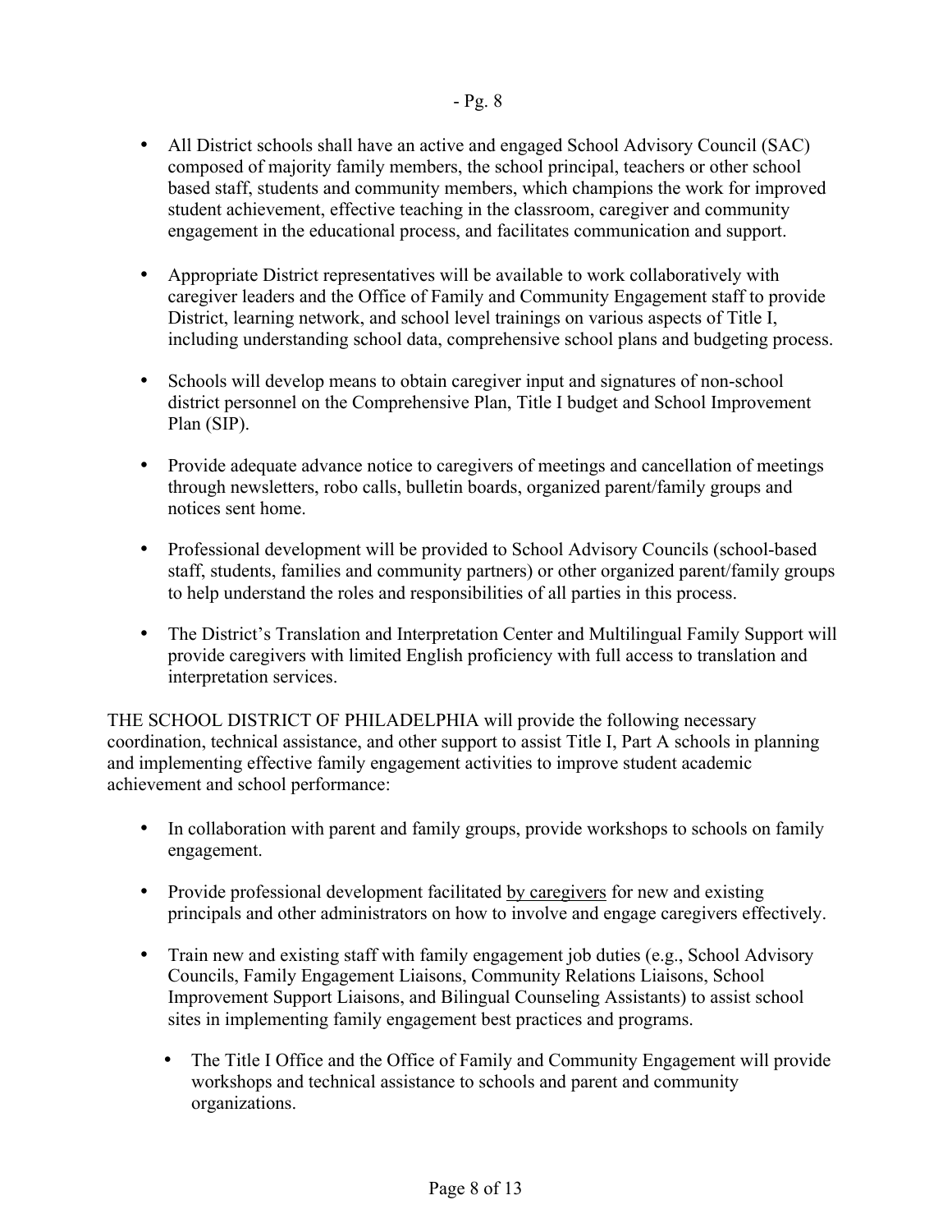- All District schools shall have an active and engaged School Advisory Council (SAC) composed of majority family members, the school principal, teachers or other school based staff, students and community members, which champions the work for improved student achievement, effective teaching in the classroom, caregiver and community engagement in the educational process, and facilitates communication and support.

- Appropriate District representatives will be available to work collaboratively with caregiver leaders and the Office of Family and Community Engagement staff to provide District, learning network, and school level trainings on various aspects of Title I, including understanding school data, comprehensive school plans and budgeting process.

- Schools will develop means to obtain caregiver input and signatures of non-school district personnel on the Comprehensive Plan, Title I budget and School Improvement Plan (SIP).

- Provide adequate advance notice to caregivers of meetings and cancellation of meetings through newsletters, robo calls, bulletin boards, organized parent/family groups and notices sent home.

- Professional development will be provided to School Advisory Councils (school-based staff, students, families and community partners) or other organized parent/family groups to help understand the roles and responsibilities of all parties in this process.

- The District's Translation and Interpretation Center and Multilingual Family Support will provide caregivers with limited English proficiency with full access to translation and interpretation services.

THE SCHOOL DISTRICT OF PHILADELPHIA will provide the following necessary coordination, technical assistance, and other support to assist Title I, Part A schools in planning and implementing effective family engagement activities to improve student academic achievement and school performance:

- In collaboration with parent and family groups, provide workshops to schools on family engagement.

- Provide professional development facilitated <u>by caregivers</u> for new and existing principals and other administrators on how to involve and engage caregivers effectively.

- Train new and existing staff with family engagement job duties (e.g., School Advisory Councils, Family Engagement Liaisons, Community Relations Liaisons, School Improvement Support Liaisons, and Bilingual Counseling Assistants) to assist school sites in implementing family engagement best practices and programs.

  - The Title I Office and the Office of Family and Community Engagement will provide workshops and technical assistance to schools and parent and community organizations.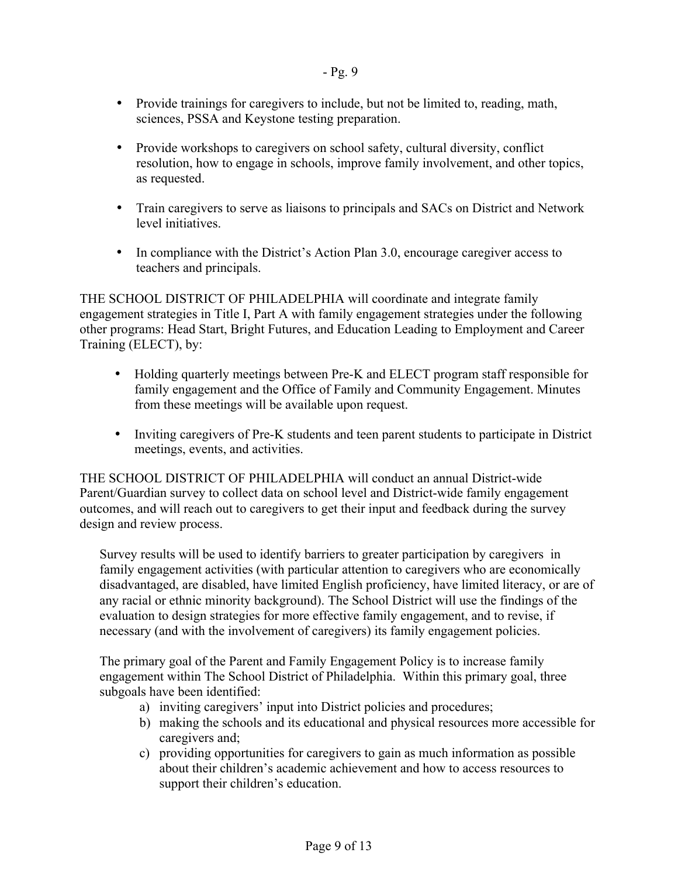- Provide trainings for caregivers to include, but not be limited to, reading, math, sciences, PSSA and Keystone testing preparation.

- Provide workshops to caregivers on school safety, cultural diversity, conflict resolution, how to engage in schools, improve family involvement, and other topics, as requested.

- Train caregivers to serve as liaisons to principals and SACs on District and Network level initiatives.

- In compliance with the District's Action Plan 3.0, encourage caregiver access to teachers and principals.

THE SCHOOL DISTRICT OF PHILADELPHIA will coordinate and integrate family engagement strategies in Title I, Part A with family engagement strategies under the following other programs: Head Start, Bright Futures, and Education Leading to Employment and Career Training (ELECT), by:

- Holding quarterly meetings between Pre-K and ELECT program staff responsible for family engagement and the Office of Family and Community Engagement. Minutes from these meetings will be available upon request.

- Inviting caregivers of Pre-K students and teen parent students to participate in District meetings, events, and activities.

THE SCHOOL DISTRICT OF PHILADELPHIA will conduct an annual District-wide Parent/Guardian survey to collect data on school level and District-wide family engagement outcomes, and will reach out to caregivers to get their input and feedback during the survey design and review process.

Survey results will be used to identify barriers to greater participation by caregivers in family engagement activities (with particular attention to caregivers who are economically disadvantaged, are disabled, have limited English proficiency, have limited literacy, or are of any racial or ethnic minority background). The School District will use the findings of the evaluation to design strategies for more effective family engagement, and to revise, if necessary (and with the involvement of caregivers) its family engagement policies.

The primary goal of the Parent and Family Engagement Policy is to increase family engagement within The School District of Philadelphia. Within this primary goal, three subgoals have been identified:

a) inviting caregivers' input into District policies and procedures;
b) making the schools and its educational and physical resources more accessible for caregivers and;
c) providing opportunities for caregivers to gain as much information as possible about their children's academic achievement and how to access resources to support their children's education.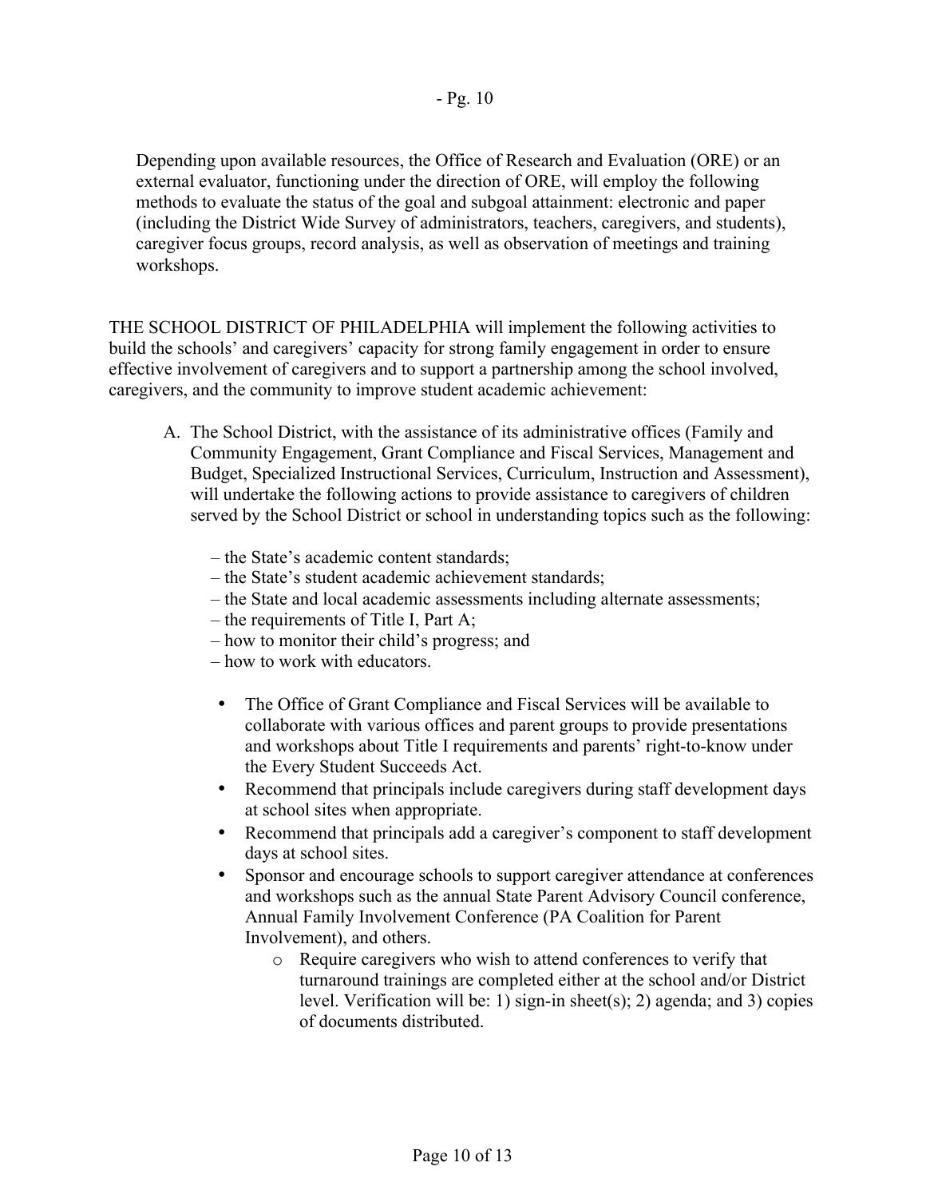Depending upon available resources, the Office of Research and Evaluation (ORE) or an external evaluator, functioning under the direction of ORE, will employ the following methods to evaluate the status of the goal and subgoal attainment: electronic and paper (including the District Wide Survey of administrators, teachers, caregivers, and students), caregiver focus groups, record analysis, as well as observation of meetings and training workshops.

THE SCHOOL DISTRICT OF PHILADELPHIA will implement the following activities to build the schools' and caregivers' capacity for strong family engagement in order to ensure effective involvement of caregivers and to support a partnership among the school involved, caregivers, and the community to improve student academic achievement:

A. The School District, with the assistance of its administrative offices (Family and Community Engagement, Grant Compliance and Fiscal Services, Management and Budget, Specialized Instructional Services, Curriculum, Instruction and Assessment), will undertake the following actions to provide assistance to caregivers of children served by the School District or school in understanding topics such as the following:

   – the State's academic content standards;
   – the State's student academic achievement standards;
   – the State and local academic assessments including alternate assessments;
   – the requirements of Title I, Part A;
   – how to monitor their child's progress; and
   – how to work with educators.

   - The Office of Grant Compliance and Fiscal Services will be available to collaborate with various offices and parent groups to provide presentations and workshops about Title I requirements and parents' right-to-know under the Every Student Succeeds Act.
   - Recommend that principals include caregivers during staff development days at school sites when appropriate.
   - Recommend that principals add a caregiver's component to staff development days at school sites.
   - Sponsor and encourage schools to support caregiver attendance at conferences and workshops such as the annual State Parent Advisory Council conference, Annual Family Involvement Conference (PA Coalition for Parent Involvement), and others.
     - Require caregivers who wish to attend conferences to verify that turnaround trainings are completed either at the school and/or District level. Verification will be: 1) sign-in sheet(s); 2) agenda; and 3) copies of documents distributed.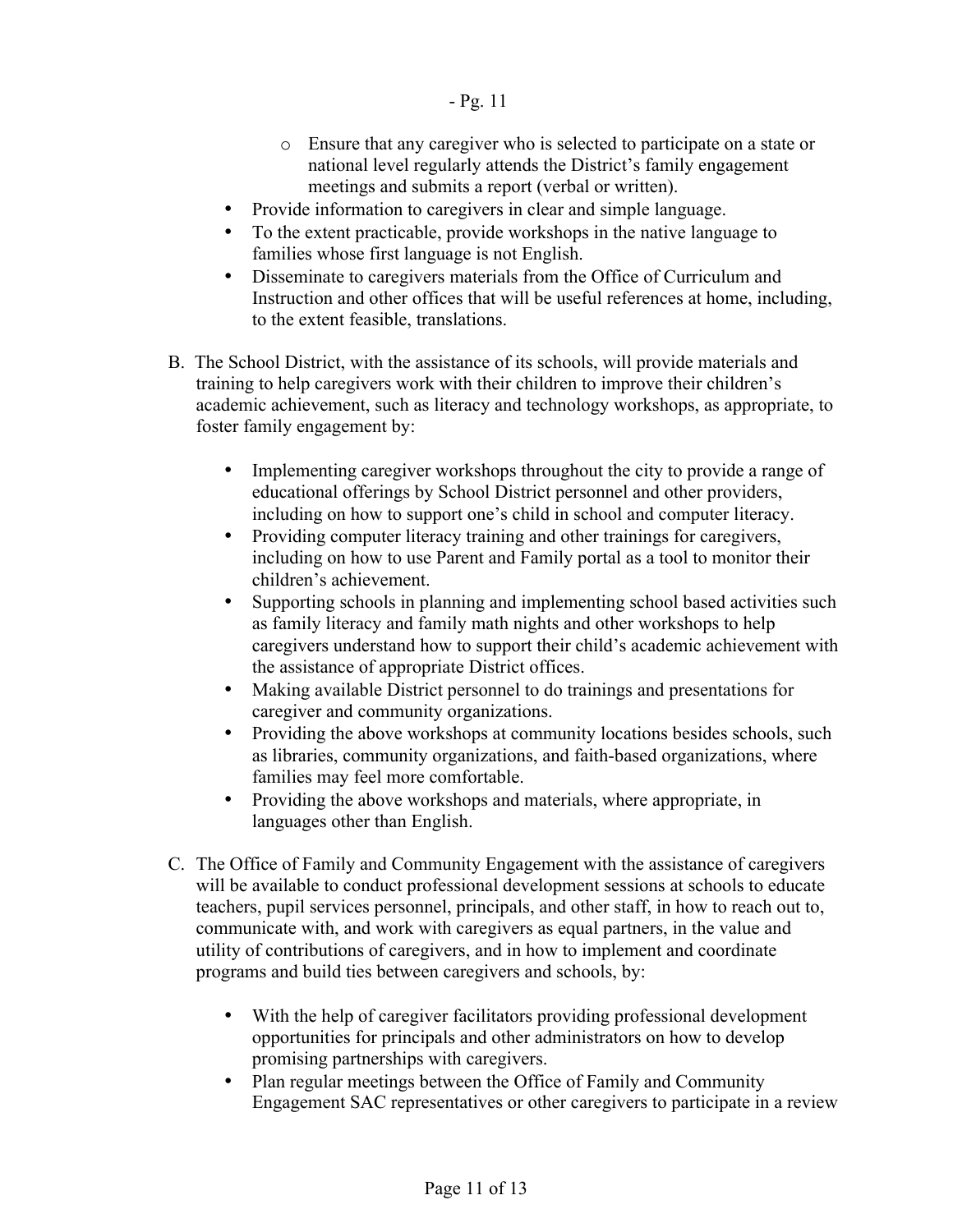- Ensure that any caregiver who is selected to participate on a state or national level regularly attends the District's family engagement meetings and submits a report (verbal or written).
- Provide information to caregivers in clear and simple language.
- To the extent practicable, provide workshops in the native language to families whose first language is not English.
- Disseminate to caregivers materials from the Office of Curriculum and Instruction and other offices that will be useful references at home, including, to the extent feasible, translations.

B. The School District, with the assistance of its schools, will provide materials and training to help caregivers work with their children to improve their children's academic achievement, such as literacy and technology workshops, as appropriate, to foster family engagement by:

- Implementing caregiver workshops throughout the city to provide a range of educational offerings by School District personnel and other providers, including on how to support one's child in school and computer literacy.
- Providing computer literacy training and other trainings for caregivers, including on how to use Parent and Family portal as a tool to monitor their children's achievement.
- Supporting schools in planning and implementing school based activities such as family literacy and family math nights and other workshops to help caregivers understand how to support their child's academic achievement with the assistance of appropriate District offices.
- Making available District personnel to do trainings and presentations for caregiver and community organizations.
- Providing the above workshops at community locations besides schools, such as libraries, community organizations, and faith-based organizations, where families may feel more comfortable.
- Providing the above workshops and materials, where appropriate, in languages other than English.

C. The Office of Family and Community Engagement with the assistance of caregivers will be available to conduct professional development sessions at schools to educate teachers, pupil services personnel, principals, and other staff, in how to reach out to, communicate with, and work with caregivers as equal partners, in the value and utility of contributions of caregivers, and in how to implement and coordinate programs and build ties between caregivers and schools, by:

- With the help of caregiver facilitators providing professional development opportunities for principals and other administrators on how to develop promising partnerships with caregivers.
- Plan regular meetings between the Office of Family and Community Engagement SAC representatives or other caregivers to participate in a review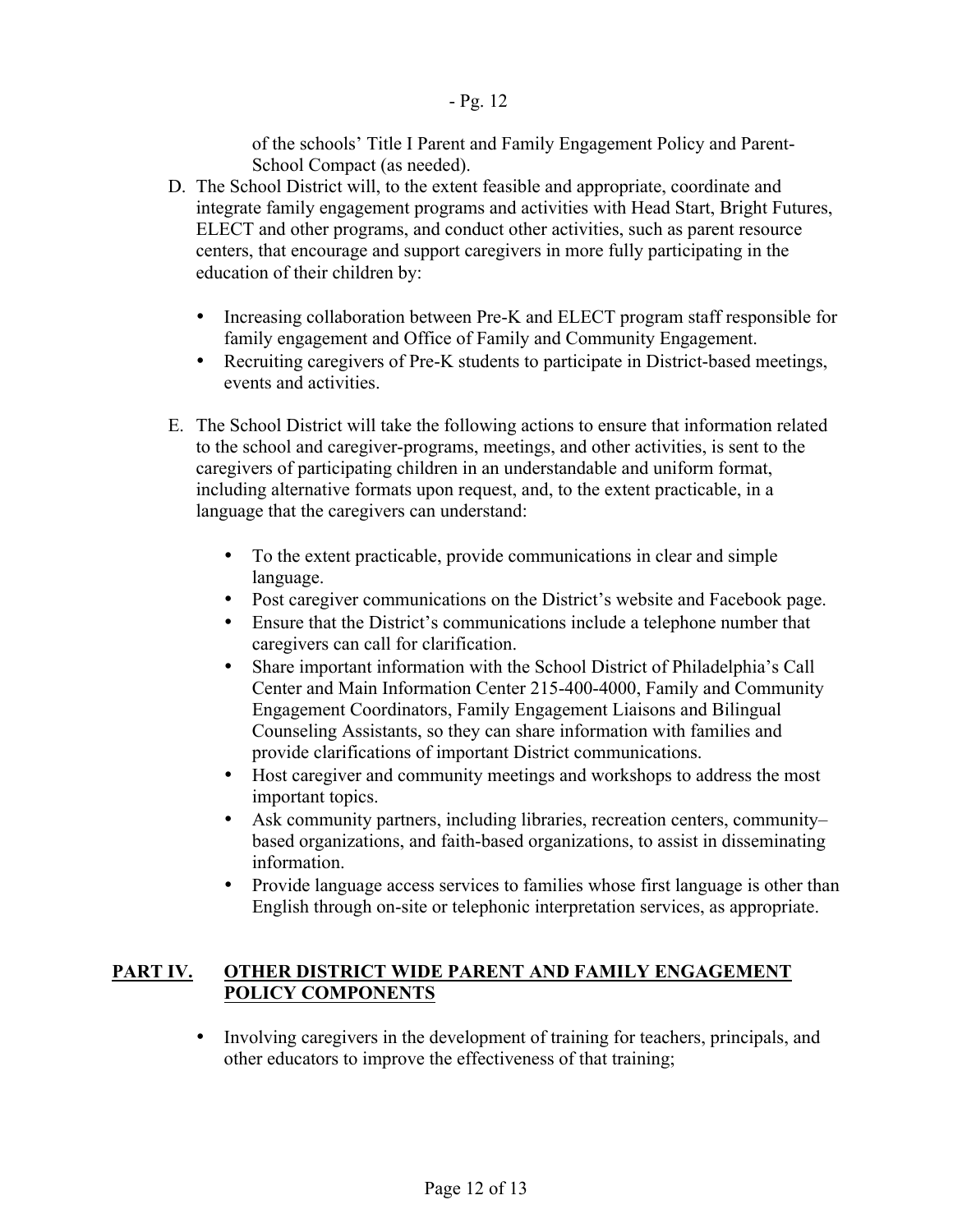of the schools' Title I Parent and Family Engagement Policy and Parent-School Compact (as needed).

D. The School District will, to the extent feasible and appropriate, coordinate and integrate family engagement programs and activities with Head Start, Bright Futures, ELECT and other programs, and conduct other activities, such as parent resource centers, that encourage and support caregivers in more fully participating in the education of their children by:

   - Increasing collaboration between Pre-K and ELECT program staff responsible for family engagement and Office of Family and Community Engagement.
   - Recruiting caregivers of Pre-K students to participate in District-based meetings, events and activities.

E. The School District will take the following actions to ensure that information related to the school and caregiver-programs, meetings, and other activities, is sent to the caregivers of participating children in an understandable and uniform format, including alternative formats upon request, and, to the extent practicable, in a language that the caregivers can understand:

   - To the extent practicable, provide communications in clear and simple language.
   - Post caregiver communications on the District's website and Facebook page.
   - Ensure that the District's communications include a telephone number that caregivers can call for clarification.
   - Share important information with the School District of Philadelphia's Call Center and Main Information Center 215-400-4000, Family and Community Engagement Coordinators, Family Engagement Liaisons and Bilingual Counseling Assistants, so they can share information with families and provide clarifications of important District communications.
   - Host caregiver and community meetings and workshops to address the most important topics.
   - Ask community partners, including libraries, recreation centers, community–based organizations, and faith-based organizations, to assist in disseminating information.
   - Provide language access services to families whose first language is other than English through on-site or telephonic interpretation services, as appropriate.

## PART IV. OTHER DISTRICT WIDE PARENT AND FAMILY ENGAGEMENT POLICY COMPONENTS

- Involving caregivers in the development of training for teachers, principals, and other educators to improve the effectiveness of that training;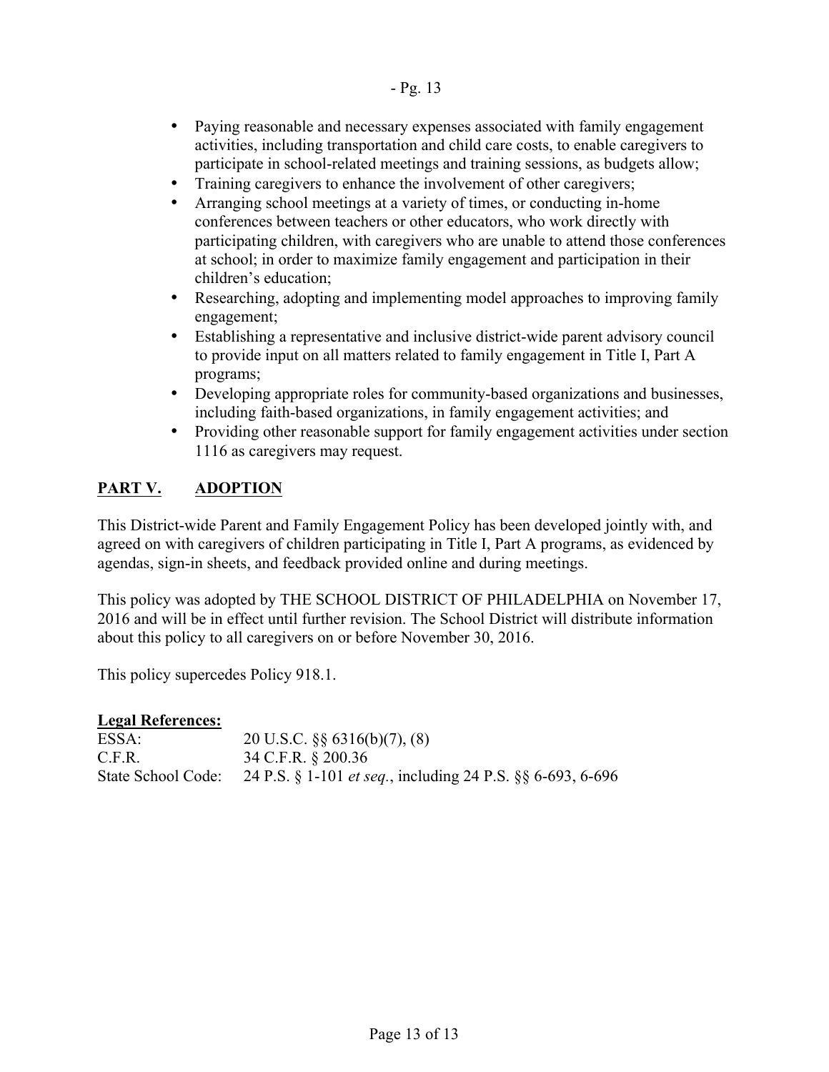- Paying reasonable and necessary expenses associated with family engagement activities, including transportation and child care costs, to enable caregivers to participate in school-related meetings and training sessions, as budgets allow;
- Training caregivers to enhance the involvement of other caregivers;
- Arranging school meetings at a variety of times, or conducting in-home conferences between teachers or other educators, who work directly with participating children, with caregivers who are unable to attend those conferences at school; in order to maximize family engagement and participation in their children's education;
- Researching, adopting and implementing model approaches to improving family engagement;
- Establishing a representative and inclusive district-wide parent advisory council to provide input on all matters related to family engagement in Title I, Part A programs;
- Developing appropriate roles for community-based organizations and businesses, including faith-based organizations, in family engagement activities; and
- Providing other reasonable support for family engagement activities under section 1116 as caregivers may request.

## **PART V. ADOPTION**

This District-wide Parent and Family Engagement Policy has been developed jointly with, and agreed on with caregivers of children participating in Title I, Part A programs, as evidenced by agendas, sign-in sheets, and feedback provided online and during meetings.

This policy was adopted by THE SCHOOL DISTRICT OF PHILADELPHIA on November 17, 2016 and will be in effect until further revision. The School District will distribute information about this policy to all caregivers on or before November 30, 2016.

This policy supercedes Policy 918.1.

**Legal References:**

| | |
|---|---|
| ESSA: | 20 U.S.C. §§ 6316(b)(7), (8) |
| C.F.R. | 34 C.F.R. § 200.36 |
| State School Code: | 24 P.S. § 1-101 *et seq.*, including 24 P.S. §§ 6-693, 6-696 |